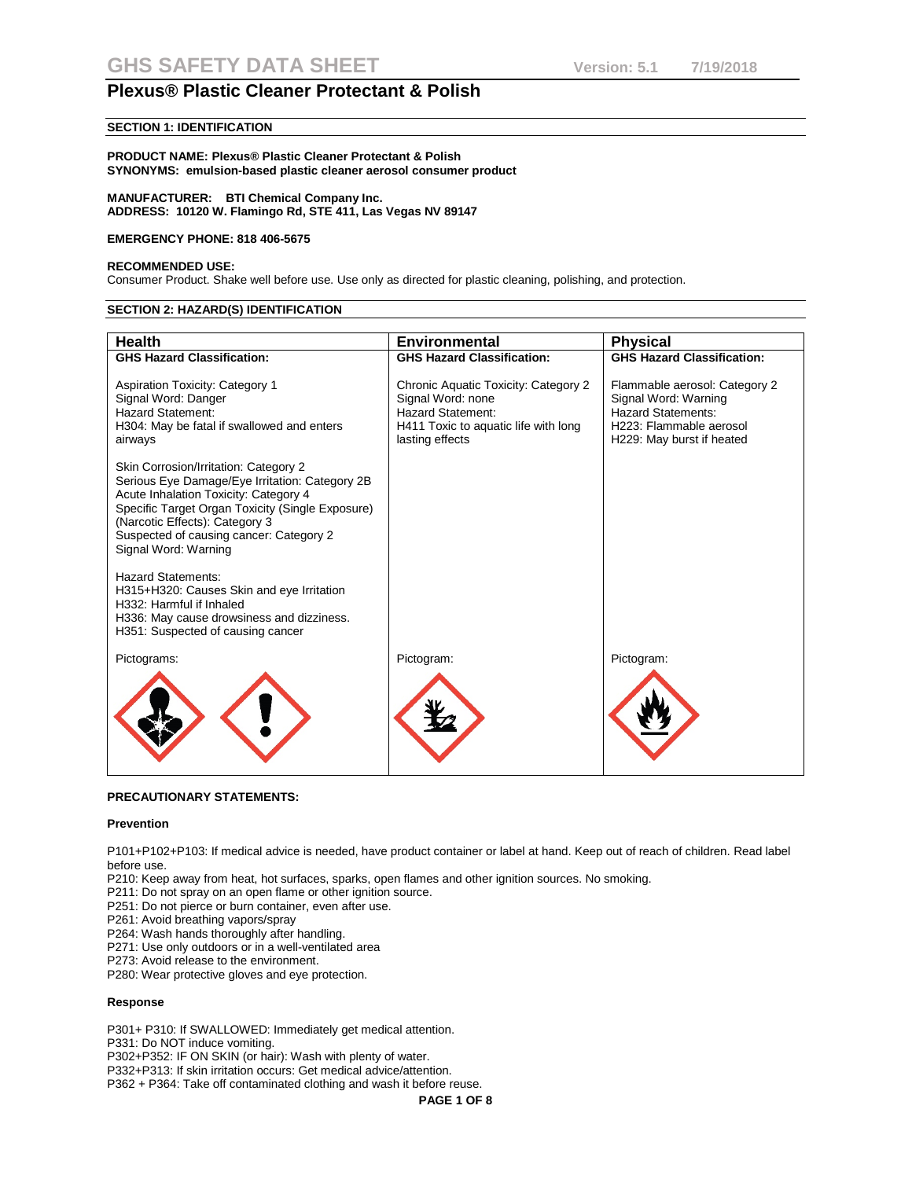# GHS SAFETY DATA SHEET

Version: 5.1 7/19/2018

## Plexus® Plastic Cleaner Protectant & Polish

### SECTION 1: IDENTIFICATION

**PRODUCT NAME: Plexus® Plastic Cleaner Protectant & Polish**
**SYNONYMS: emulsion-based plastic cleaner aerosol consumer product**

**MANUFACTURER: BTI Chemical Company Inc.**
**ADDRESS: 10120 W. Flamingo Rd, STE 411, Las Vegas NV 89147**

**EMERGENCY PHONE: 818 406-5675**

**RECOMMENDED USE:**
Consumer Product. Shake well before use. Use only as directed for plastic cleaning, polishing, and protection.

### SECTION 2: HAZARD(S) IDENTIFICATION

| Health | Environmental | Physical |
|---|---|---|
| **GHS Hazard Classification:** | **GHS Hazard Classification:** | **GHS Hazard Classification:** |
| Aspiration Toxicity: Category 1<br>Signal Word: Danger<br>Hazard Statement:<br>H304: May be fatal if swallowed and enters airways<br><br>Skin Corrosion/Irritation: Category 2<br>Serious Eye Damage/Eye Irritation: Category 2B<br>Acute Inhalation Toxicity: Category 4<br>Specific Target Organ Toxicity (Single Exposure) (Narcotic Effects): Category 3<br>Suspected of causing cancer: Category 2<br>Signal Word: Warning<br><br>Hazard Statements:<br>H315+H320: Causes Skin and eye Irritation<br>H332: Harmful if Inhaled<br>H336: May cause drowsiness and dizziness.<br>H351: Suspected of causing cancer | Chronic Aquatic Toxicity: Category 2<br>Signal Word: none<br>Hazard Statement:<br>H411 Toxic to aquatic life with long lasting effects | Flammable aerosol: Category 2<br>Signal Word: Warning<br>Hazard Statements:<br>H223: Flammable aerosol<br>H229: May burst if heated |
| Pictograms: | Pictogram: | Pictogram: |

**PRECAUTIONARY STATEMENTS:**

**Prevention**

P101+P102+P103: If medical advice is needed, have product container or label at hand. Keep out of reach of children. Read label before use.
P210: Keep away from heat, hot surfaces, sparks, open flames and other ignition sources. No smoking.
P211: Do not spray on an open flame or other ignition source.
P251: Do not pierce or burn container, even after use.
P261: Avoid breathing vapors/spray
P264: Wash hands thoroughly after handling.
P271: Use only outdoors or in a well-ventilated area
P273: Avoid release to the environment.
P280: Wear protective gloves and eye protection.

**Response**

P301+ P310: If SWALLOWED: Immediately get medical attention.
P331: Do NOT induce vomiting.
P302+P352: IF ON SKIN (or hair): Wash with plenty of water.
P332+P313: If skin irritation occurs: Get medical advice/attention.
P362 + P364: Take off contaminated clothing and wash it before reuse.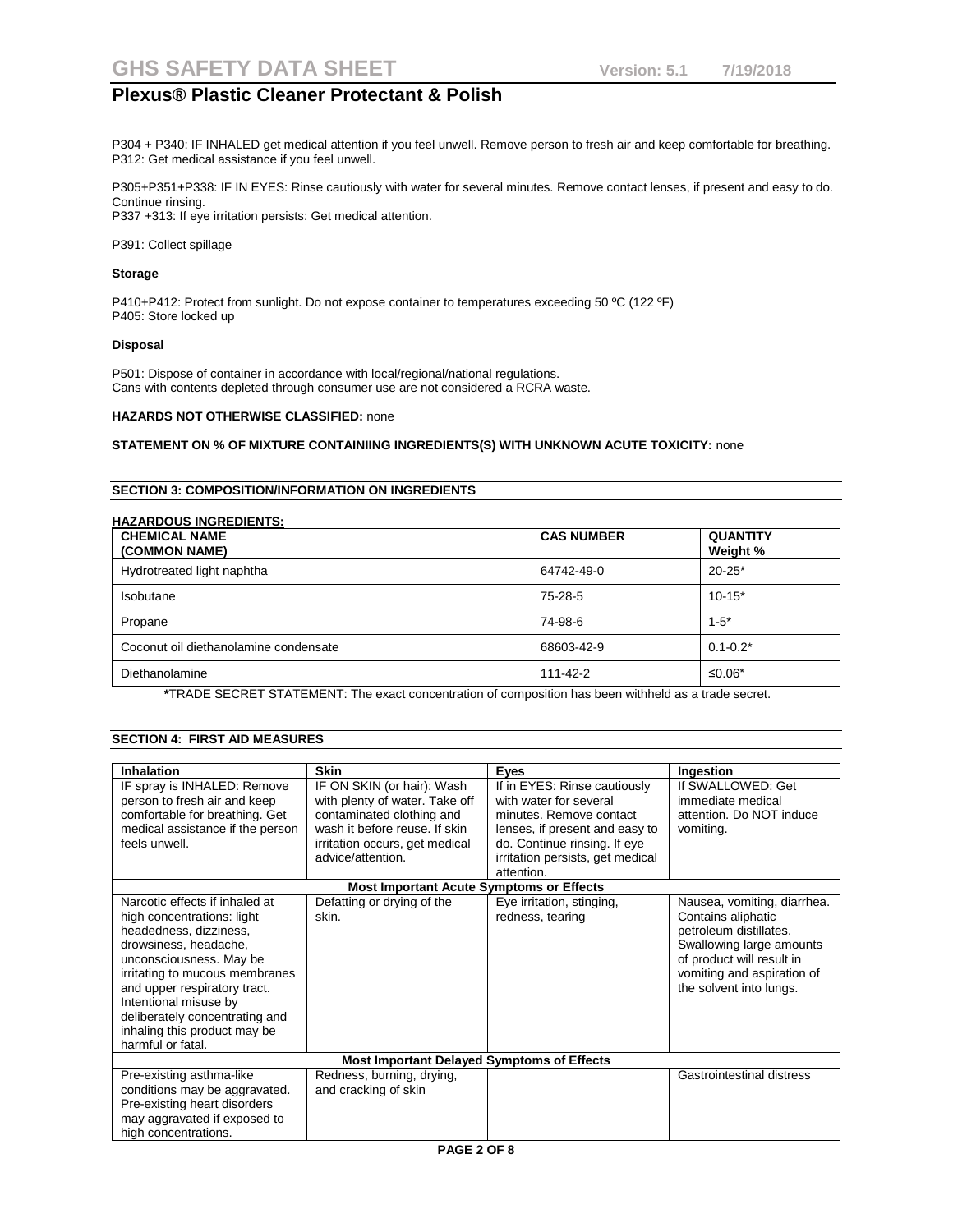P304 + P340: IF INHALED get medical attention if you feel unwell. Remove person to fresh air and keep comfortable for breathing.
P312: Get medical assistance if you feel unwell.

P305+P351+P338: IF IN EYES: Rinse cautiously with water for several minutes. Remove contact lenses, if present and easy to do. Continue rinsing.
P337 +313: If eye irritation persists: Get medical attention.

P391: Collect spillage

**Storage**

P410+P412: Protect from sunlight. Do not expose container to temperatures exceeding 50 ºC (122 ºF)
P405: Store locked up

**Disposal**

P501: Dispose of container in accordance with local/regional/national regulations.
Cans with contents depleted through consumer use are not considered a RCRA waste.

**HAZARDS NOT OTHERWISE CLASSIFIED:** none

**STATEMENT ON % OF MIXTURE CONTAINIING INGREDIENTS(S) WITH UNKNOWN ACUTE TOXICITY:** none

## SECTION 3: COMPOSITION/INFORMATION ON INGREDIENTS

**HAZARDOUS INGREDIENTS:**

| CHEMICAL NAME (COMMON NAME) | CAS NUMBER | QUANTITY Weight % |
|---|---|---|
| Hydrotreated light naphtha | 64742-49-0 | 20-25* |
| Isobutane | 75-28-5 | 10-15* |
| Propane | 74-98-6 | 1-5* |
| Coconut oil diethanolamine condensate | 68603-42-9 | 0.1-0.2* |
| Diethanolamine | 111-42-2 | ≤0.06* |

***TRADE SECRET STATEMENT:** The exact concentration of composition has been withheld as a trade secret.

## SECTION 4: FIRST AID MEASURES

| Inhalation | Skin | Eyes | Ingestion |
|---|---|---|---|
| IF spray is INHALED: Remove person to fresh air and keep comfortable for breathing. Get medical assistance if the person feels unwell. | IF ON SKIN (or hair): Wash with plenty of water. Take off contaminated clothing and wash it before reuse. If skin irritation occurs, get medical advice/attention. | If in EYES: Rinse cautiously with water for several minutes. Remove contact lenses, if present and easy to do. Continue rinsing. If eye irritation persists, get medical attention. | If SWALLOWED: Get immediate medical attention. Do NOT induce vomiting. |
| **Most Important Acute Symptoms or Effects** | | | |
| Narcotic effects if inhaled at high concentrations: light headedness, dizziness, drowsiness, headache, unconsciousness. May be irritating to mucous membranes and upper respiratory tract. Intentional misuse by deliberately concentrating and inhaling this product may be harmful or fatal. | Defatting or drying of the skin. | Eye irritation, stinging, redness, tearing | Nausea, vomiting, diarrhea. Contains aliphatic petroleum distillates. Swallowing large amounts of product will result in vomiting and aspiration of the solvent into lungs. |
| **Most Important Delayed Symptoms of Effects** | | | |
| Pre-existing asthma-like conditions may be aggravated. Pre-existing heart disorders may aggravated if exposed to high concentrations. | Redness, burning, drying, and cracking of skin | | Gastrointestinal distress |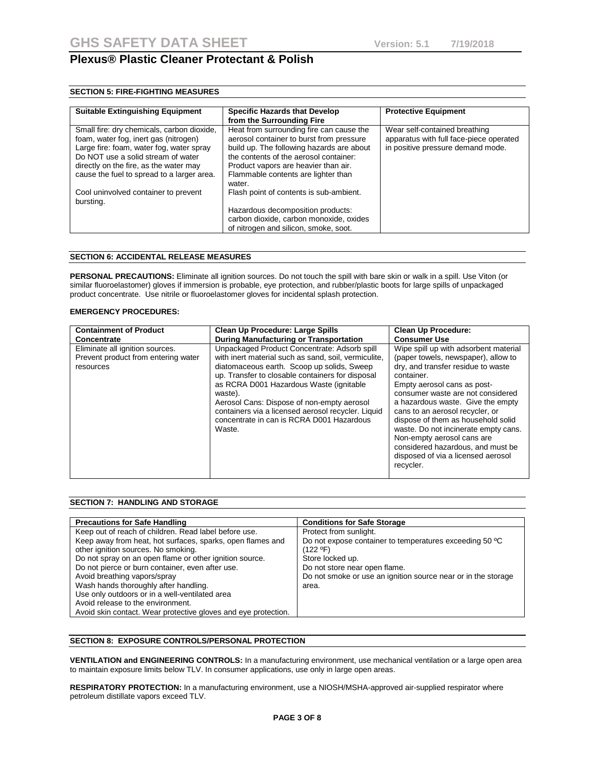## SECTION 5: FIRE-FIGHTING MEASURES

| Suitable Extinguishing Equipment | Specific Hazards that Develop from the Surrounding Fire | Protective Equipment |
|---|---|---|
| Small fire: dry chemicals, carbon dioxide, foam, water fog, inert gas (nitrogen)<br>Large fire: foam, water fog, water spray<br>Do NOT use a solid stream of water directly on the fire, as the water may cause the fuel to spread to a larger area.<br><br>Cool uninvolved container to prevent bursting. | Heat from surrounding fire can cause the aerosol container to burst from pressure build up. The following hazards are about the contents of the aerosol container:<br>Product vapors are heavier than air.<br>Flammable contents are lighter than water.<br>Flash point of contents is sub-ambient.<br><br>Hazardous decomposition products: carbon dioxide, carbon monoxide, oxides of nitrogen and silicon, smoke, soot. | Wear self-contained breathing apparatus with full face-piece operated in positive pressure demand mode. |

## SECTION 6: ACCIDENTAL RELEASE MEASURES

**PERSONAL PRECAUTIONS:** Eliminate all ignition sources. Do not touch the spill with bare skin or walk in a spill. Use Viton (or similar fluoroelastomer) gloves if immersion is probable, eye protection, and rubber/plastic boots for large spills of unpackaged product concentrate. Use nitrile or fluoroelastomer gloves for incidental splash protection.

**EMERGENCY PROCEDURES:**

| Containment of Product Concentrate | Clean Up Procedure: Large Spills During Manufacturing or Transportation | Clean Up Procedure: Consumer Use |
|---|---|---|
| Eliminate all ignition sources.<br>Prevent product from entering water resources | Unpackaged Product Concentrate: Adsorb spill with inert material such as sand, soil, vermiculite, diatomaceous earth. Scoop up solids, Sweep up. Transfer to closable containers for disposal as RCRA D001 Hazardous Waste (ignitable waste).<br>Aerosol Cans: Dispose of non-empty aerosol containers via a licensed aerosol recycler. Liquid concentrate in can is RCRA D001 Hazardous Waste. | Wipe spill up with adsorbent material (paper towels, newspaper), allow to dry, and transfer residue to waste container.<br>Empty aerosol cans as post-consumer waste are not considered a hazardous waste. Give the empty cans to an aerosol recycler, or dispose of them as household solid waste. Do not incinerate empty cans. Non-empty aerosol cans are considered hazardous, and must be disposed of via a licensed aerosol recycler. |

## SECTION 7: HANDLING AND STORAGE

| Precautions for Safe Handling | Conditions for Safe Storage |
|---|---|
| Keep out of reach of children. Read label before use.<br>Keep away from heat, hot surfaces, sparks, open flames and other ignition sources. No smoking.<br>Do not spray on an open flame or other ignition source.<br>Do not pierce or burn container, even after use.<br>Avoid breathing vapors/spray<br>Wash hands thoroughly after handling.<br>Use only outdoors or in a well-ventilated area<br>Avoid release to the environment.<br>Avoid skin contact. Wear protective gloves and eye protection. | Protect from sunlight.<br>Do not expose container to temperatures exceeding 50 ºC (122 ºF)<br>Store locked up.<br>Do not store near open flame.<br>Do not smoke or use an ignition source near or in the storage area. |

## SECTION 8: EXPOSURE CONTROLS/PERSONAL PROTECTION

**VENTILATION and ENGINEERING CONTROLS:** In a manufacturing environment, use mechanical ventilation or a large open area to maintain exposure limits below TLV. In consumer applications, use only in large open areas.

**RESPIRATORY PROTECTION:** In a manufacturing environment, use a NIOSH/MSHA-approved air-supplied respirator where petroleum distillate vapors exceed TLV.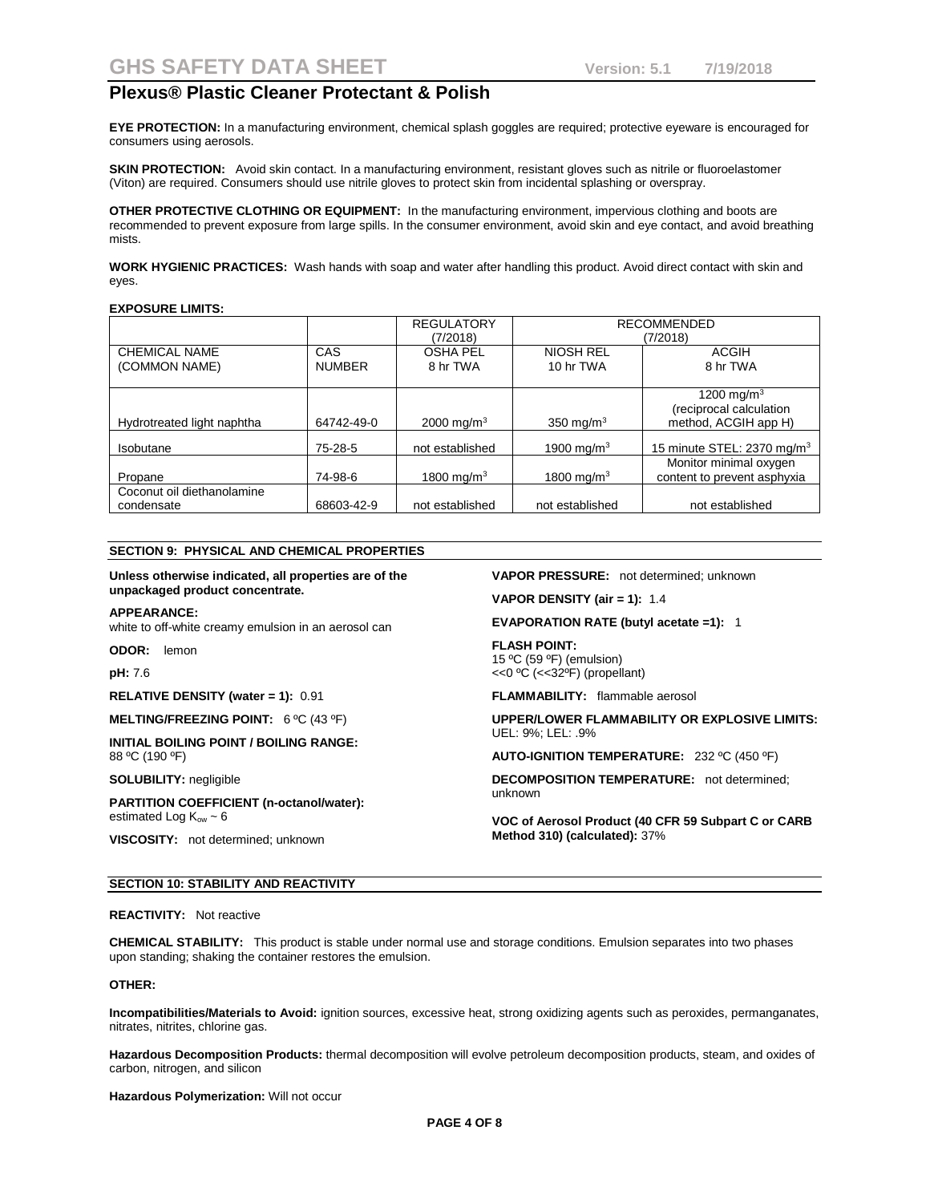**EYE PROTECTION:** In a manufacturing environment, chemical splash goggles are required; protective eyeware is encouraged for consumers using aerosols.

**SKIN PROTECTION:** Avoid skin contact. In a manufacturing environment, resistant gloves such as nitrile or fluoroelastomer (Viton) are required. Consumers should use nitrile gloves to protect skin from incidental splashing or overspray.

**OTHER PROTECTIVE CLOTHING OR EQUIPMENT:** In the manufacturing environment, impervious clothing and boots are recommended to prevent exposure from large spills. In the consumer environment, avoid skin and eye contact, and avoid breathing mists.

**WORK HYGIENIC PRACTICES:** Wash hands with soap and water after handling this product. Avoid direct contact with skin and eyes.

**EXPOSURE LIMITS:**

| | | REGULATORY (7/2018) | RECOMMENDED (7/2018) | |
|---|---|---|---|---|
| CHEMICAL NAME (COMMON NAME) | CAS NUMBER | OSHA PEL 8 hr TWA | NIOSH REL 10 hr TWA | ACGIH 8 hr TWA |
| Hydrotreated light naphtha | 64742-49-0 | 2000 mg/m$^3$ | 350 mg/m$^3$ | 1200 mg/m$^3$ (reciprocal calculation method, ACGIH app H) |
| Isobutane | 75-28-5 | not established | 1900 mg/m$^3$ | 15 minute STEL: 2370 mg/m$^3$ |
| Propane | 74-98-6 | 1800 mg/m$^3$ | 1800 mg/m$^3$ | Monitor minimal oxygen content to prevent asphyxia |
| Coconut oil diethanolamine condensate | 68603-42-9 | not established | not established | not established |

## SECTION 9: PHYSICAL AND CHEMICAL PROPERTIES

**Unless otherwise indicated, all properties are of the unpackaged product concentrate.**

**APPEARANCE:**
white to off-white creamy emulsion in an aerosol can

**ODOR:** lemon

**pH:** 7.6

**RELATIVE DENSITY (water = 1):** 0.91

**MELTING/FREEZING POINT:** 6 ºC (43 ºF)

**INITIAL BOILING POINT / BOILING RANGE:**
88 ºC (190 ºF)

**SOLUBILITY:** negligible

**PARTITION COEFFICIENT (n-octanol/water):**
estimated Log $K_{ow}$ ~ 6

**VISCOSITY:** not determined; unknown

**VAPOR PRESSURE:** not determined; unknown

**VAPOR DENSITY (air = 1):** 1.4

**EVAPORATION RATE (butyl acetate =1):** 1

**FLASH POINT:**
15 ºC (59 ºF) (emulsion)
<<0 ºC (<<32ºF) (propellant)

**FLAMMABILITY:** flammable aerosol

**UPPER/LOWER FLAMMABILITY OR EXPLOSIVE LIMITS:**
UEL: 9%; LEL: .9%

**AUTO-IGNITION TEMPERATURE:** 232 ºC (450 ºF)

**DECOMPOSITION TEMPERATURE:** not determined; unknown

**VOC of Aerosol Product (40 CFR 59 Subpart C or CARB Method 310) (calculated):** 37%

## SECTION 10: STABILITY AND REACTIVITY

**REACTIVITY:** Not reactive

**CHEMICAL STABILITY:** This product is stable under normal use and storage conditions. Emulsion separates into two phases upon standing; shaking the container restores the emulsion.

**OTHER:**

**Incompatibilities/Materials to Avoid:** ignition sources, excessive heat, strong oxidizing agents such as peroxides, permanganates, nitrates, nitrites, chlorine gas.

**Hazardous Decomposition Products:** thermal decomposition will evolve petroleum decomposition products, steam, and oxides of carbon, nitrogen, and silicon

**Hazardous Polymerization:** Will not occur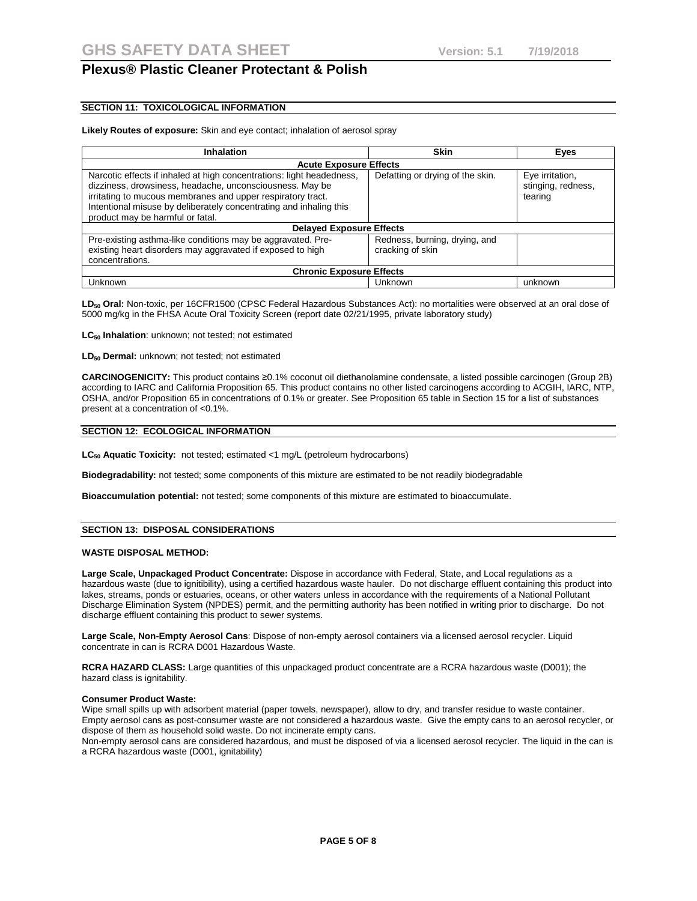## SECTION 11: TOXICOLOGICAL INFORMATION

**Likely Routes of exposure:** Skin and eye contact; inhalation of aerosol spray

| Inhalation | Skin | Eyes |
|---|---|---|
| **Acute Exposure Effects** | | |
| Narcotic effects if inhaled at high concentrations: light headedness, dizziness, drowsiness, headache, unconsciousness. May be irritating to mucous membranes and upper respiratory tract. Intentional misuse by deliberately concentrating and inhaling this product may be harmful or fatal. | Defatting or drying of the skin. | Eye irritation, stinging, redness, tearing |
| **Delayed Exposure Effects** | | |
| Pre-existing asthma-like conditions may be aggravated. Pre-existing heart disorders may aggravated if exposed to high concentrations. | Redness, burning, drying, and cracking of skin | |
| **Chronic Exposure Effects** | | |
| Unknown | Unknown | unknown |

**$LD_{50}$ Oral:** Non-toxic, per 16CFR1500 (CPSC Federal Hazardous Substances Act): no mortalities were observed at an oral dose of 5000 mg/kg in the FHSA Acute Oral Toxicity Screen (report date 02/21/1995, private laboratory study)

**$LC_{50}$ Inhalation**: unknown; not tested; not estimated

**$LD_{50}$ Dermal:** unknown; not tested; not estimated

**CARCINOGENICITY:** This product contains ≥0.1% coconut oil diethanolamine condensate, a listed possible carcinogen (Group 2B) according to IARC and California Proposition 65. This product contains no other listed carcinogens according to ACGIH, IARC, NTP, OSHA, and/or Proposition 65 in concentrations of 0.1% or greater. See Proposition 65 table in Section 15 for a list of substances present at a concentration of <0.1%.

## SECTION 12: ECOLOGICAL INFORMATION

**$LC_{50}$ Aquatic Toxicity:** not tested; estimated <1 mg/L (petroleum hydrocarbons)

**Biodegradability:** not tested; some components of this mixture are estimated to be not readily biodegradable

**Bioaccumulation potential:** not tested; some components of this mixture are estimated to bioaccumulate.

## SECTION 13: DISPOSAL CONSIDERATIONS

**WASTE DISPOSAL METHOD:**

**Large Scale, Unpackaged Product Concentrate:** Dispose in accordance with Federal, State, and Local regulations as a hazardous waste (due to ignitibility), using a certified hazardous waste hauler. Do not discharge effluent containing this product into lakes, streams, ponds or estuaries, oceans, or other waters unless in accordance with the requirements of a National Pollutant Discharge Elimination System (NPDES) permit, and the permitting authority has been notified in writing prior to discharge. Do not discharge effluent containing this product to sewer systems.

**Large Scale, Non-Empty Aerosol Cans**: Dispose of non-empty aerosol containers via a licensed aerosol recycler. Liquid concentrate in can is RCRA D001 Hazardous Waste.

**RCRA HAZARD CLASS:** Large quantities of this unpackaged product concentrate are a RCRA hazardous waste (D001); the hazard class is ignitability.

**Consumer Product Waste:**
Wipe small spills up with adsorbent material (paper towels, newspaper), allow to dry, and transfer residue to waste container. Empty aerosol cans as post-consumer waste are not considered a hazardous waste. Give the empty cans to an aerosol recycler, or dispose of them as household solid waste. Do not incinerate empty cans.
Non-empty aerosol cans are considered hazardous, and must be disposed of via a licensed aerosol recycler. The liquid in the can is a RCRA hazardous waste (D001, ignitability)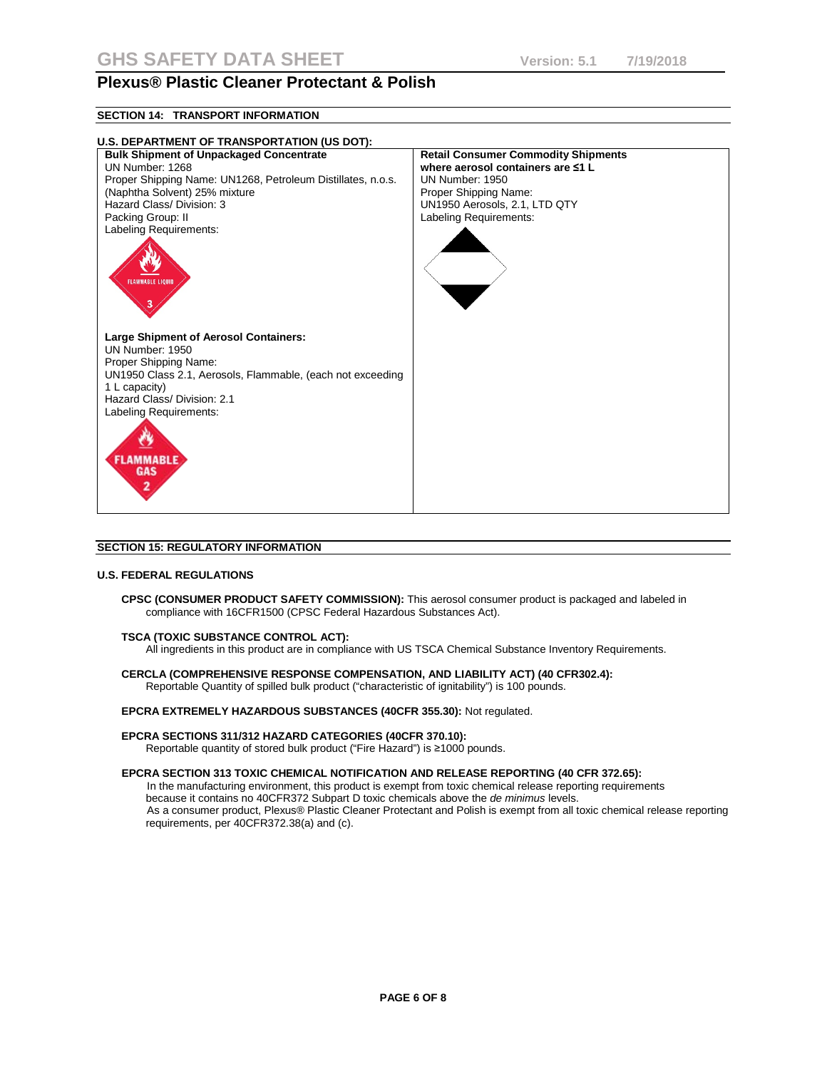## SECTION 14: TRANSPORT INFORMATION

### U.S. DEPARTMENT OF TRANSPORTATION (US DOT):

| **Bulk Shipment of Unpackaged Concentrate** | **Retail Consumer Commodity Shipments where aerosol containers are ≤1 L** |
|---|---|
| UN Number: 1268<br>Proper Shipping Name: UN1268, Petroleum Distillates, n.o.s. (Naphtha Solvent) 25% mixture<br>Hazard Class/ Division: 3<br>Packing Group: II<br>Labeling Requirements:<br>FLAMMABLE LIQUID 3<br><br>**Large Shipment of Aerosol Containers:**<br>UN Number: 1950<br>Proper Shipping Name:<br>UN1950 Class 2.1, Aerosols, Flammable, (each not exceeding 1 L capacity)<br>Hazard Class/ Division: 2.1<br>Labeling Requirements:<br>FLAMMABLE GAS 2 | UN Number: 1950<br>Proper Shipping Name:<br>UN1950 Aerosols, 2.1, LTD QTY<br>Labeling Requirements: |

## SECTION 15: REGULATORY INFORMATION

### U.S. FEDERAL REGULATIONS

**CPSC (CONSUMER PRODUCT SAFETY COMMISSION):** This aerosol consumer product is packaged and labeled in compliance with 16CFR1500 (CPSC Federal Hazardous Substances Act).

**TSCA (TOXIC SUBSTANCE CONTROL ACT):**
All ingredients in this product are in compliance with US TSCA Chemical Substance Inventory Requirements.

**CERCLA (COMPREHENSIVE RESPONSE COMPENSATION, AND LIABILITY ACT) (40 CFR302.4):**
Reportable Quantity of spilled bulk product ("characteristic of ignitability") is 100 pounds.

**EPCRA EXTREMELY HAZARDOUS SUBSTANCES (40CFR 355.30):** Not regulated.

**EPCRA SECTIONS 311/312 HAZARD CATEGORIES (40CFR 370.10):**
Reportable quantity of stored bulk product ("Fire Hazard") is ≥1000 pounds.

**EPCRA SECTION 313 TOXIC CHEMICAL NOTIFICATION AND RELEASE REPORTING (40 CFR 372.65):**
In the manufacturing environment, this product is exempt from toxic chemical release reporting requirements because it contains no 40CFR372 Subpart D toxic chemicals above the *de minimus* levels.
As a consumer product, Plexus® Plastic Cleaner Protectant and Polish is exempt from all toxic chemical release reporting requirements, per 40CFR372.38(a) and (c).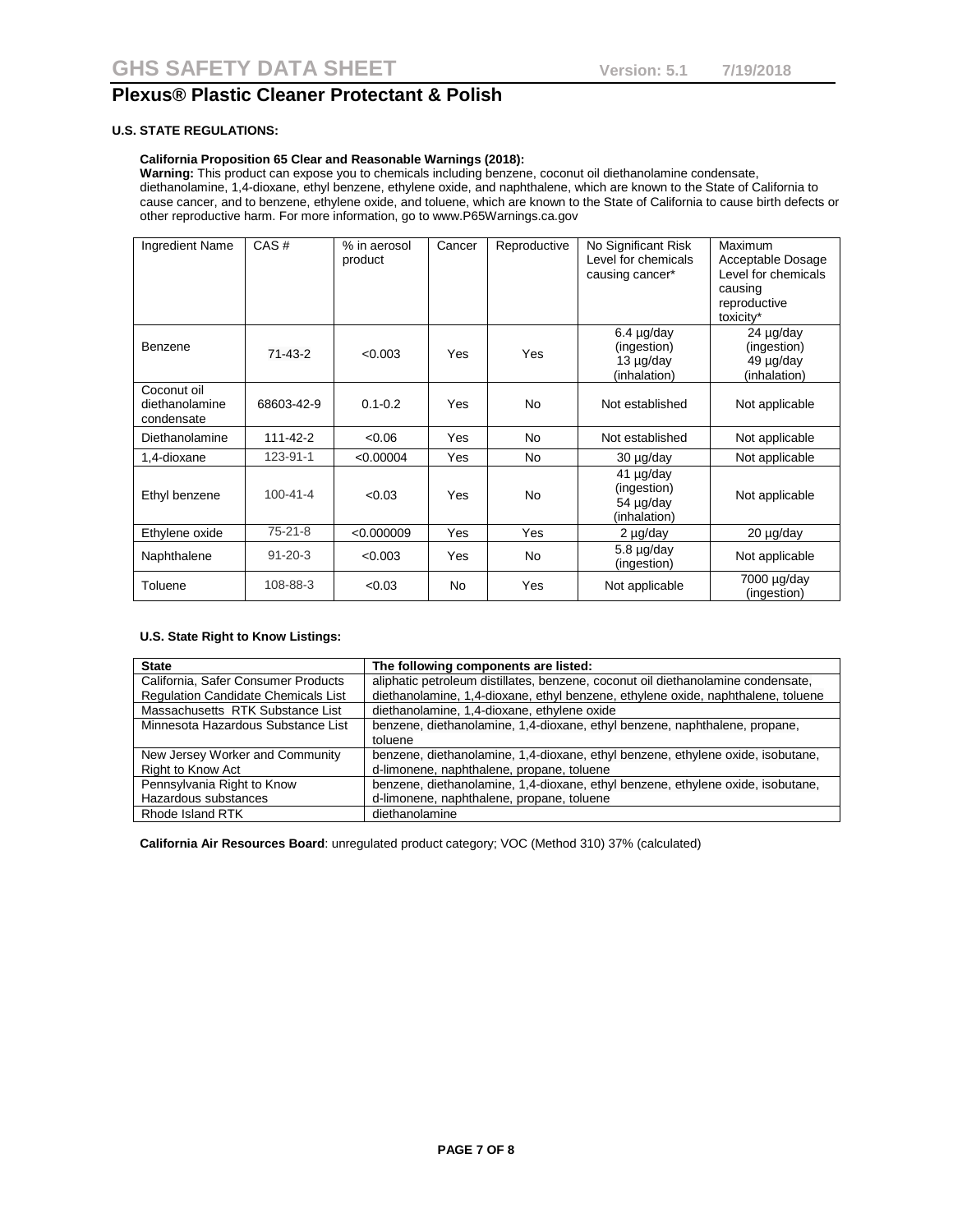**U.S. STATE REGULATIONS:**

**California Proposition 65 Clear and Reasonable Warnings (2018):**
**Warning:** This product can expose you to chemicals including benzene, coconut oil diethanolamine condensate, diethanolamine, 1,4-dioxane, ethyl benzene, ethylene oxide, and naphthalene, which are known to the State of California to cause cancer, and to benzene, ethylene oxide, and toluene, which are known to the State of California to cause birth defects or other reproductive harm. For more information, go to www.P65Warnings.ca.gov

| Ingredient Name | CAS # | % in aerosol product | Cancer | Reproductive | No Significant Risk Level for chemicals causing cancer* | Maximum Acceptable Dosage Level for chemicals causing reproductive toxicity* |
|---|---|---|---|---|---|---|
| Benzene | 71-43-2 | <0.003 | Yes | Yes | 6.4 µg/day (ingestion) 13 µg/day (inhalation) | 24 µg/day (ingestion) 49 µg/day (inhalation) |
| Coconut oil diethanolamine condensate | 68603-42-9 | 0.1-0.2 | Yes | No | Not established | Not applicable |
| Diethanolamine | 111-42-2 | <0.06 | Yes | No | Not established | Not applicable |
| 1,4-dioxane | 123-91-1 | <0.00004 | Yes | No | 30 µg/day | Not applicable |
| Ethyl benzene | 100-41-4 | <0.03 | Yes | No | 41 µg/day (ingestion) 54 µg/day (inhalation) | Not applicable |
| Ethylene oxide | 75-21-8 | <0.000009 | Yes | Yes | 2 µg/day | 20 µg/day |
| Naphthalene | 91-20-3 | <0.003 | Yes | No | 5.8 µg/day (ingestion) | Not applicable |
| Toluene | 108-88-3 | <0.03 | No | Yes | Not applicable | 7000 µg/day (ingestion) |

**U.S. State Right to Know Listings:**

| State | The following components are listed: |
|---|---|
| California, Safer Consumer Products Regulation Candidate Chemicals List | aliphatic petroleum distillates, benzene, coconut oil diethanolamine condensate, diethanolamine, 1,4-dioxane, ethyl benzene, ethylene oxide, naphthalene, toluene |
| Massachusetts RTK Substance List | diethanolamine, 1,4-dioxane, ethylene oxide |
| Minnesota Hazardous Substance List | benzene, diethanolamine, 1,4-dioxane, ethyl benzene, naphthalene, propane, toluene |
| New Jersey Worker and Community Right to Know Act | benzene, diethanolamine, 1,4-dioxane, ethyl benzene, ethylene oxide, isobutane, d-limonene, naphthalene, propane, toluene |
| Pennsylvania Right to Know Hazardous substances | benzene, diethanolamine, 1,4-dioxane, ethyl benzene, ethylene oxide, isobutane, d-limonene, naphthalene, propane, toluene |
| Rhode Island RTK | diethanolamine |

**California Air Resources Board**: unregulated product category; VOC (Method 310) 37% (calculated)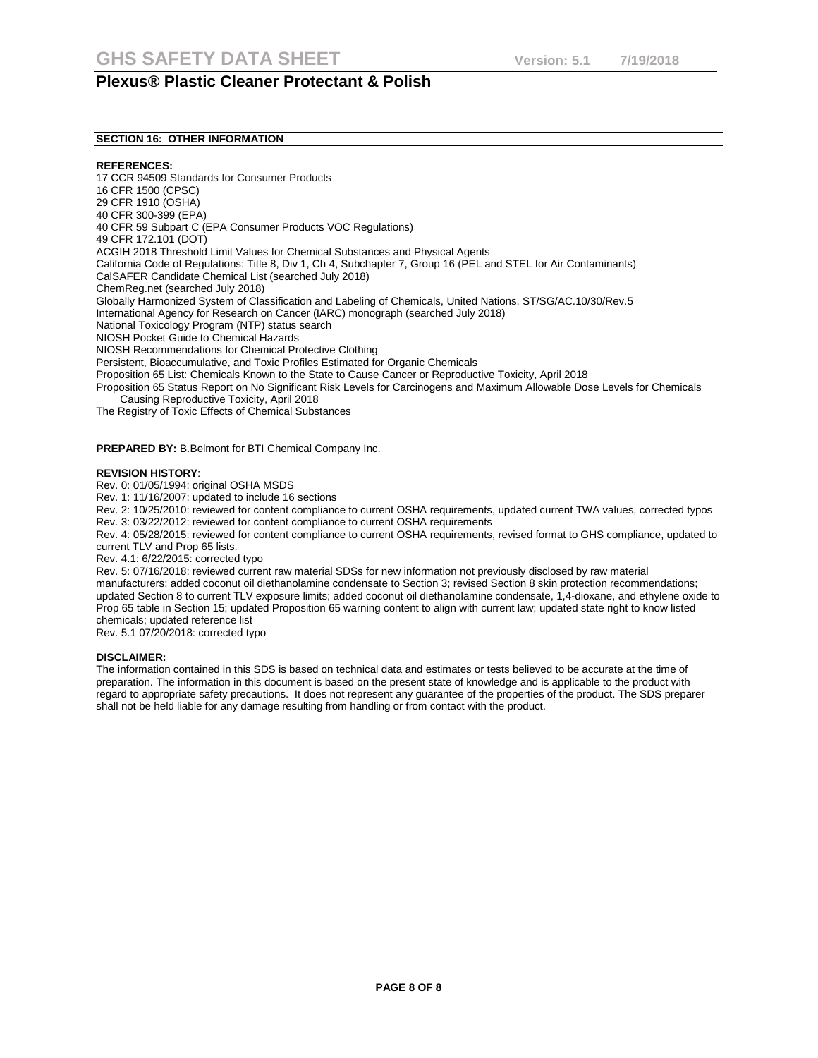## SECTION 16: OTHER INFORMATION

**REFERENCES:**

17 CCR 94509 Standards for Consumer Products
16 CFR 1500 (CPSC)
29 CFR 1910 (OSHA)
40 CFR 300-399 (EPA)
40 CFR 59 Subpart C (EPA Consumer Products VOC Regulations)
49 CFR 172.101 (DOT)
ACGIH 2018 Threshold Limit Values for Chemical Substances and Physical Agents
California Code of Regulations: Title 8, Div 1, Ch 4, Subchapter 7, Group 16 (PEL and STEL for Air Contaminants)
CalSAFER Candidate Chemical List (searched July 2018)
ChemReg.net (searched July 2018)
Globally Harmonized System of Classification and Labeling of Chemicals, United Nations, ST/SG/AC.10/30/Rev.5
International Agency for Research on Cancer (IARC) monograph (searched July 2018)
National Toxicology Program (NTP) status search
NIOSH Pocket Guide to Chemical Hazards
NIOSH Recommendations for Chemical Protective Clothing
Persistent, Bioaccumulative, and Toxic Profiles Estimated for Organic Chemicals
Proposition 65 List: Chemicals Known to the State to Cause Cancer or Reproductive Toxicity, April 2018
Proposition 65 Status Report on No Significant Risk Levels for Carcinogens and Maximum Allowable Dose Levels for Chemicals Causing Reproductive Toxicity, April 2018
The Registry of Toxic Effects of Chemical Substances

**PREPARED BY:** B.Belmont for BTI Chemical Company Inc.

**REVISION HISTORY**:

Rev. 0: 01/05/1994: original OSHA MSDS
Rev. 1: 11/16/2007: updated to include 16 sections
Rev. 2: 10/25/2010: reviewed for content compliance to current OSHA requirements, updated current TWA values, corrected typos
Rev. 3: 03/22/2012: reviewed for content compliance to current OSHA requirements
Rev. 4: 05/28/2015: reviewed for content compliance to current OSHA requirements, revised format to GHS compliance, updated to current TLV and Prop 65 lists.
Rev. 4.1: 6/22/2015: corrected typo
Rev. 5: 07/16/2018: reviewed current raw material SDSs for new information not previously disclosed by raw material manufacturers; added coconut oil diethanolamine condensate to Section 3; revised Section 8 skin protection recommendations; updated Section 8 to current TLV exposure limits; added coconut oil diethanolamine condensate, 1,4-dioxane, and ethylene oxide to Prop 65 table in Section 15; updated Proposition 65 warning content to align with current law; updated state right to know listed chemicals; updated reference list
Rev. 5.1 07/20/2018: corrected typo

**DISCLAIMER:**

The information contained in this SDS is based on technical data and estimates or tests believed to be accurate at the time of preparation. The information in this document is based on the present state of knowledge and is applicable to the product with regard to appropriate safety precautions. It does not represent any guarantee of the properties of the product. The SDS preparer shall not be held liable for any damage resulting from handling or from contact with the product.